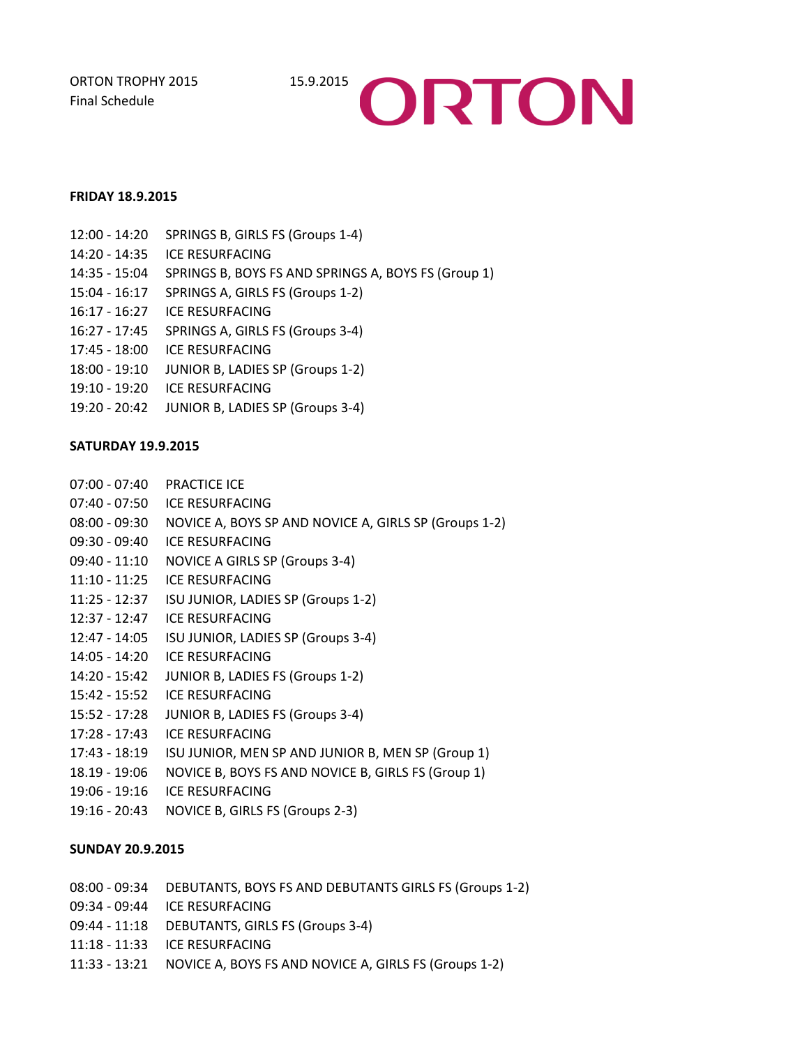ORTON TROPHY 2015 15.9.2015
Final Schedule

ORTON

**FRIDAY 18.9.2015**

12:00 - 14:20 SPRINGS B, GIRLS FS (Groups 1-4)
14:20 - 14:35 ICE RESURFACING
14:35 - 15:04 SPRINGS B, BOYS FS AND SPRINGS A, BOYS FS (Group 1)
15:04 - 16:17 SPRINGS A, GIRLS FS (Groups 1-2)
16:17 - 16:27 ICE RESURFACING
16:27 - 17:45 SPRINGS A, GIRLS FS (Groups 3-4)
17:45 - 18:00 ICE RESURFACING
18:00 - 19:10 JUNIOR B, LADIES SP (Groups 1-2)
19:10 - 19:20 ICE RESURFACING
19:20 - 20:42 JUNIOR B, LADIES SP (Groups 3-4)

**SATURDAY 19.9.2015**

07:00 - 07:40 PRACTICE ICE
07:40 - 07:50 ICE RESURFACING
08:00 - 09:30 NOVICE A, BOYS SP AND NOVICE A, GIRLS SP (Groups 1-2)
09:30 - 09:40 ICE RESURFACING
09:40 - 11:10 NOVICE A GIRLS SP (Groups 3-4)
11:10 - 11:25 ICE RESURFACING
11:25 - 12:37 ISU JUNIOR, LADIES SP (Groups 1-2)
12:37 - 12:47 ICE RESURFACING
12:47 - 14:05 ISU JUNIOR, LADIES SP (Groups 3-4)
14:05 - 14:20 ICE RESURFACING
14:20 - 15:42 JUNIOR B, LADIES FS (Groups 1-2)
15:42 - 15:52 ICE RESURFACING
15:52 - 17:28 JUNIOR B, LADIES FS (Groups 3-4)
17:28 - 17:43 ICE RESURFACING
17:43 - 18:19 ISU JUNIOR, MEN SP AND JUNIOR B, MEN SP (Group 1)
18.19 - 19:06 NOVICE B, BOYS FS AND NOVICE B, GIRLS FS (Group 1)
19:06 - 19:16 ICE RESURFACING
19:16 - 20:43 NOVICE B, GIRLS FS (Groups 2-3)

**SUNDAY 20.9.2015**

08:00 - 09:34 DEBUTANTS, BOYS FS AND DEBUTANTS GIRLS FS (Groups 1-2)
09:34 - 09:44 ICE RESURFACING
09:44 - 11:18 DEBUTANTS, GIRLS FS (Groups 3-4)
11:18 - 11:33 ICE RESURFACING
11:33 - 13:21 NOVICE A, BOYS FS AND NOVICE A, GIRLS FS (Groups 1-2)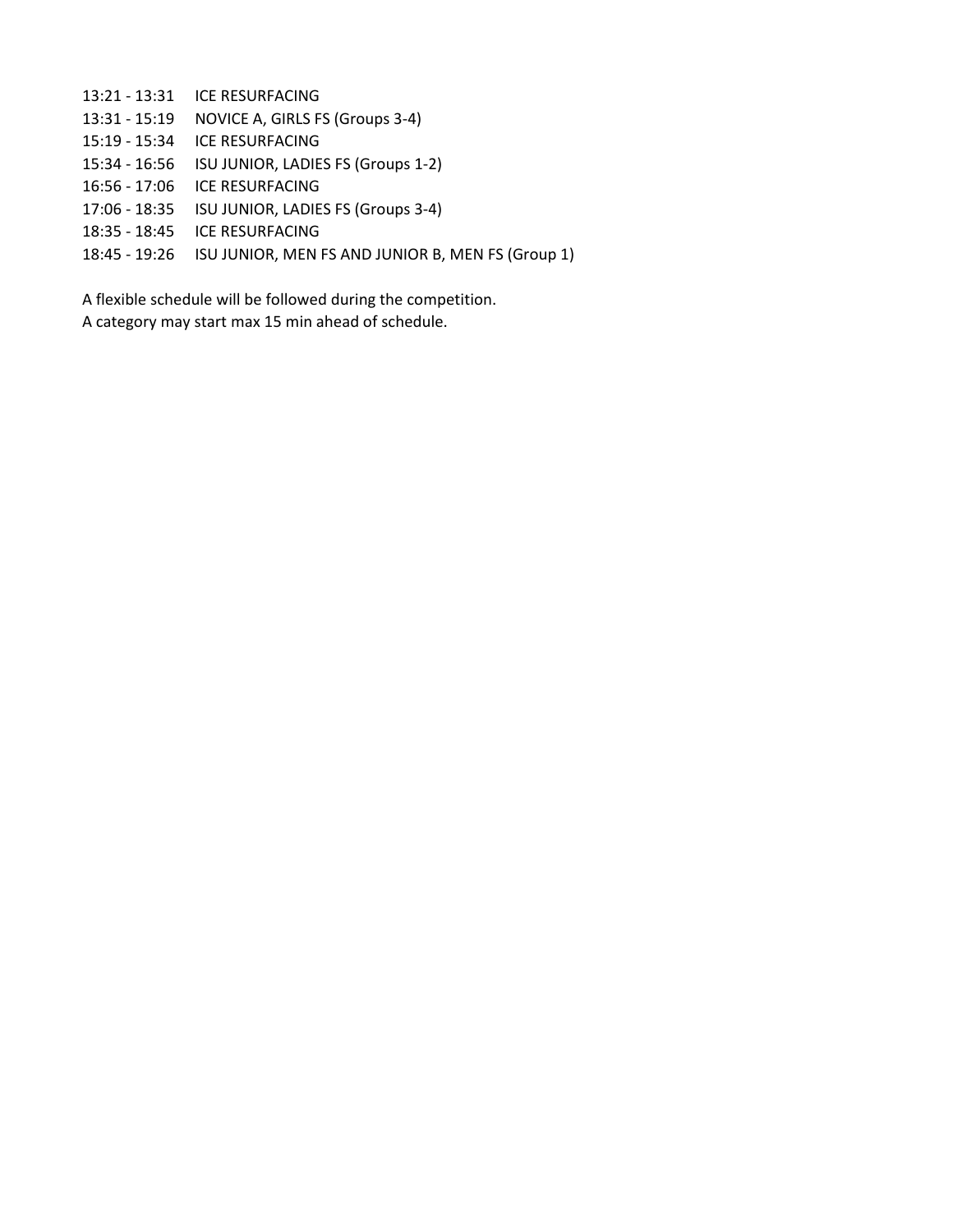13:21 - 13:31 ICE RESURFACING
13:31 - 15:19 NOVICE A, GIRLS FS (Groups 3-4)
15:19 - 15:34 ICE RESURFACING
15:34 - 16:56 ISU JUNIOR, LADIES FS (Groups 1-2)
16:56 - 17:06 ICE RESURFACING
17:06 - 18:35 ISU JUNIOR, LADIES FS (Groups 3-4)
18:35 - 18:45 ICE RESURFACING
18:45 - 19:26 ISU JUNIOR, MEN FS AND JUNIOR B, MEN FS (Group 1)

A flexible schedule will be followed during the competition.
A category may start max 15 min ahead of schedule.